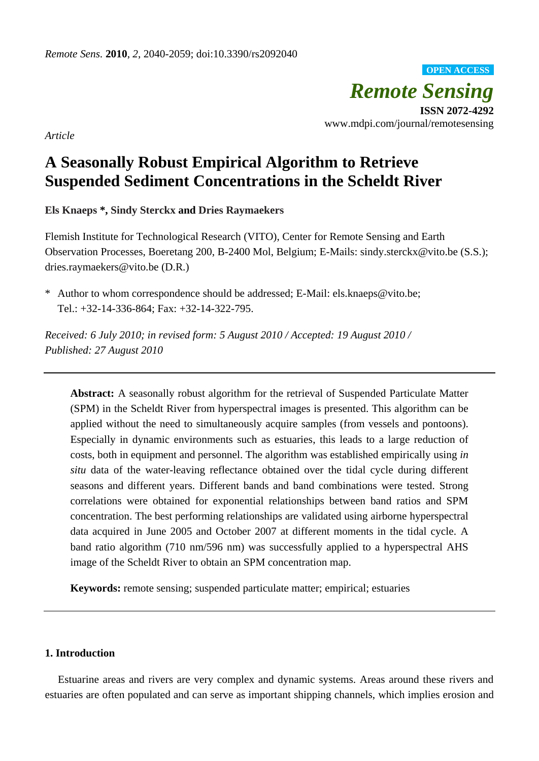*Article*

# A Seasonally Robust Empirical Algorithm to Retrieve Suspended Sediment Concentrations in the Scheldt River

**Els Knaeps \*, Sindy Sterckx and Dries Raymaekers**

Flemish Institute for Technological Research (VITO), Center for Remote Sensing and Earth Observation Processes, Boeretang 200, B-2400 Mol, Belgium; E-Mails: sindy.sterckx@vito.be (S.S.); dries.raymaekers@vito.be (D.R.)

\* Author to whom correspondence should be addressed; E-Mail: els.knaeps@vito.be; Tel.: +32-14-336-864; Fax: +32-14-322-795.

*Received: 6 July 2010; in revised form: 5 August 2010 / Accepted: 19 August 2010 / Published: 27 August 2010*

---

**Abstract:** A seasonally robust algorithm for the retrieval of Suspended Particulate Matter (SPM) in the Scheldt River from hyperspectral images is presented. This algorithm can be applied without the need to simultaneously acquire samples (from vessels and pontoons). Especially in dynamic environments such as estuaries, this leads to a large reduction of costs, both in equipment and personnel. The algorithm was established empirically using *in situ* data of the water-leaving reflectance obtained over the tidal cycle during different seasons and different years. Different bands and band combinations were tested. Strong correlations were obtained for exponential relationships between band ratios and SPM concentration. The best performing relationships are validated using airborne hyperspectral data acquired in June 2005 and October 2007 at different moments in the tidal cycle. A band ratio algorithm (710 nm/596 nm) was successfully applied to a hyperspectral AHS image of the Scheldt River to obtain an SPM concentration map.

**Keywords:** remote sensing; suspended particulate matter; empirical; estuaries

---

## 1. Introduction

Estuarine areas and rivers are very complex and dynamic systems. Areas around these rivers and estuaries are often populated and can serve as important shipping channels, which implies erosion and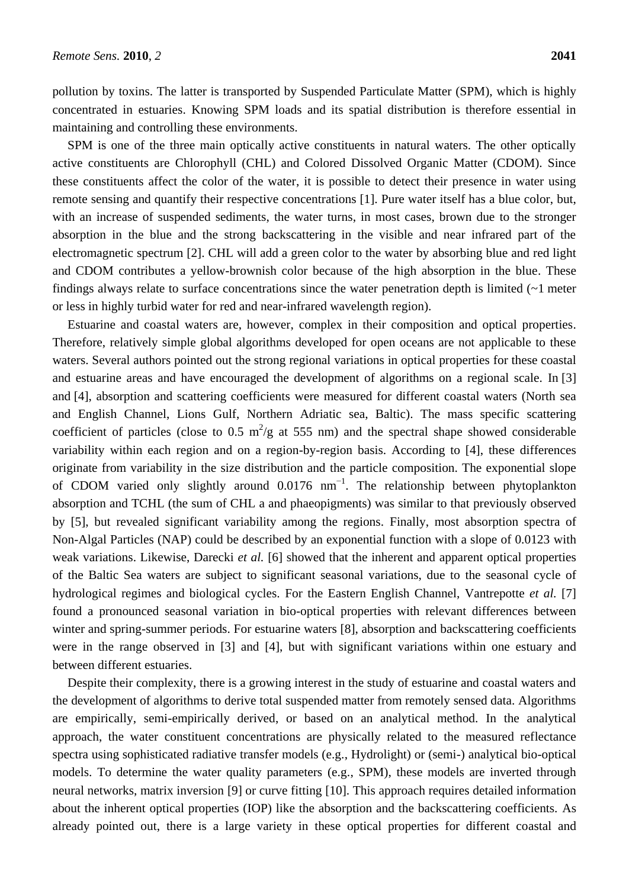pollution by toxins. The latter is transported by Suspended Particulate Matter (SPM), which is highly concentrated in estuaries. Knowing SPM loads and its spatial distribution is therefore essential in maintaining and controlling these environments.

SPM is one of the three main optically active constituents in natural waters. The other optically active constituents are Chlorophyll (CHL) and Colored Dissolved Organic Matter (CDOM). Since these constituents affect the color of the water, it is possible to detect their presence in water using remote sensing and quantify their respective concentrations [1]. Pure water itself has a blue color, but, with an increase of suspended sediments, the water turns, in most cases, brown due to the stronger absorption in the blue and the strong backscattering in the visible and near infrared part of the electromagnetic spectrum [2]. CHL will add a green color to the water by absorbing blue and red light and CDOM contributes a yellow-brownish color because of the high absorption in the blue. These findings always relate to surface concentrations since the water penetration depth is limited (~1 meter or less in highly turbid water for red and near-infrared wavelength region).

Estuarine and coastal waters are, however, complex in their composition and optical properties. Therefore, relatively simple global algorithms developed for open oceans are not applicable to these waters. Several authors pointed out the strong regional variations in optical properties for these coastal and estuarine areas and have encouraged the development of algorithms on a regional scale. In [3] and [4], absorption and scattering coefficients were measured for different coastal waters (North sea and English Channel, Lions Gulf, Northern Adriatic sea, Baltic). The mass specific scattering coefficient of particles (close to 0.5 $m^2/g$ at 555 nm) and the spectral shape showed considerable variability within each region and on a region-by-region basis. According to [4], these differences originate from variability in the size distribution and the particle composition. The exponential slope of CDOM varied only slightly around 0.0176 $nm^{-1}$. The relationship between phytoplankton absorption and TCHL (the sum of CHL a and phaeopigments) was similar to that previously observed by [5], but revealed significant variability among the regions. Finally, most absorption spectra of Non-Algal Particles (NAP) could be described by an exponential function with a slope of 0.0123 with weak variations. Likewise, Darecki *et al.* [6] showed that the inherent and apparent optical properties of the Baltic Sea waters are subject to significant seasonal variations, due to the seasonal cycle of hydrological regimes and biological cycles. For the Eastern English Channel, Vantrepotte *et al.* [7] found a pronounced seasonal variation in bio-optical properties with relevant differences between winter and spring-summer periods. For estuarine waters [8], absorption and backscattering coefficients were in the range observed in [3] and [4], but with significant variations within one estuary and between different estuaries.

Despite their complexity, there is a growing interest in the study of estuarine and coastal waters and the development of algorithms to derive total suspended matter from remotely sensed data. Algorithms are empirically, semi-empirically derived, or based on an analytical method. In the analytical approach, the water constituent concentrations are physically related to the measured reflectance spectra using sophisticated radiative transfer models (e.g., Hydrolight) or (semi-) analytical bio-optical models. To determine the water quality parameters (e.g., SPM), these models are inverted through neural networks, matrix inversion [9] or curve fitting [10]. This approach requires detailed information about the inherent optical properties (IOP) like the absorption and the backscattering coefficients. As already pointed out, there is a large variety in these optical properties for different coastal and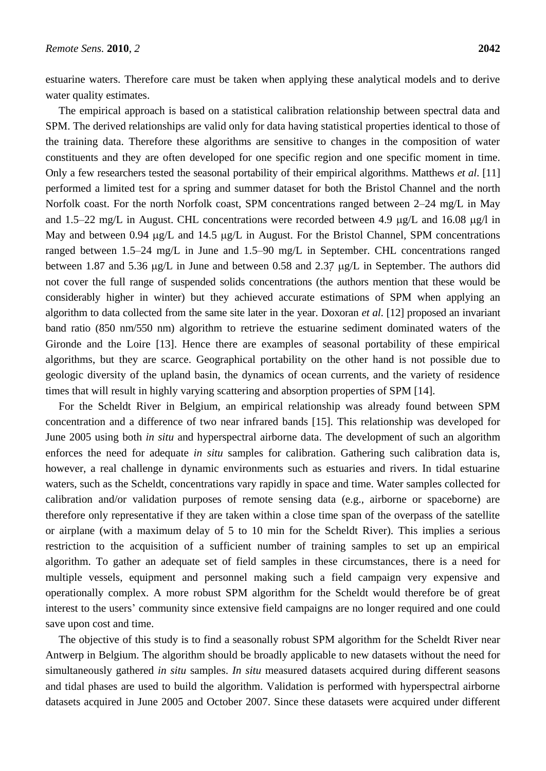estuarine waters. Therefore care must be taken when applying these analytical models and to derive water quality estimates.

The empirical approach is based on a statistical calibration relationship between spectral data and SPM. The derived relationships are valid only for data having statistical properties identical to those of the training data. Therefore these algorithms are sensitive to changes in the composition of water constituents and they are often developed for one specific region and one specific moment in time. Only a few researchers tested the seasonal portability of their empirical algorithms. Matthews *et al*. [11] performed a limited test for a spring and summer dataset for both the Bristol Channel and the north Norfolk coast. For the north Norfolk coast, SPM concentrations ranged between 2–24 mg/L in May and 1.5–22 mg/L in August. CHL concentrations were recorded between 4.9 μg/L and 16.08 μg/l in May and between 0.94 μg/L and 14.5 μg/L in August. For the Bristol Channel, SPM concentrations ranged between 1.5–24 mg/L in June and 1.5–90 mg/L in September. CHL concentrations ranged between 1.87 and 5.36 μg/L in June and between 0.58 and 2.37 μg/L in September. The authors did not cover the full range of suspended solids concentrations (the authors mention that these would be considerably higher in winter) but they achieved accurate estimations of SPM when applying an algorithm to data collected from the same site later in the year. Doxoran *et al*. [12] proposed an invariant band ratio (850 nm/550 nm) algorithm to retrieve the estuarine sediment dominated waters of the Gironde and the Loire [13]. Hence there are examples of seasonal portability of these empirical algorithms, but they are scarce. Geographical portability on the other hand is not possible due to geologic diversity of the upland basin, the dynamics of ocean currents, and the variety of residence times that will result in highly varying scattering and absorption properties of SPM [14].

For the Scheldt River in Belgium, an empirical relationship was already found between SPM concentration and a difference of two near infrared bands [15]. This relationship was developed for June 2005 using both *in situ* and hyperspectral airborne data. The development of such an algorithm enforces the need for adequate *in situ* samples for calibration. Gathering such calibration data is, however, a real challenge in dynamic environments such as estuaries and rivers. In tidal estuarine waters, such as the Scheldt, concentrations vary rapidly in space and time. Water samples collected for calibration and/or validation purposes of remote sensing data (e.g., airborne or spaceborne) are therefore only representative if they are taken within a close time span of the overpass of the satellite or airplane (with a maximum delay of 5 to 10 min for the Scheldt River). This implies a serious restriction to the acquisition of a sufficient number of training samples to set up an empirical algorithm. To gather an adequate set of field samples in these circumstances, there is a need for multiple vessels, equipment and personnel making such a field campaign very expensive and operationally complex. A more robust SPM algorithm for the Scheldt would therefore be of great interest to the users' community since extensive field campaigns are no longer required and one could save upon cost and time.

The objective of this study is to find a seasonally robust SPM algorithm for the Scheldt River near Antwerp in Belgium. The algorithm should be broadly applicable to new datasets without the need for simultaneously gathered *in situ* samples. *In situ* measured datasets acquired during different seasons and tidal phases are used to build the algorithm. Validation is performed with hyperspectral airborne datasets acquired in June 2005 and October 2007. Since these datasets were acquired under different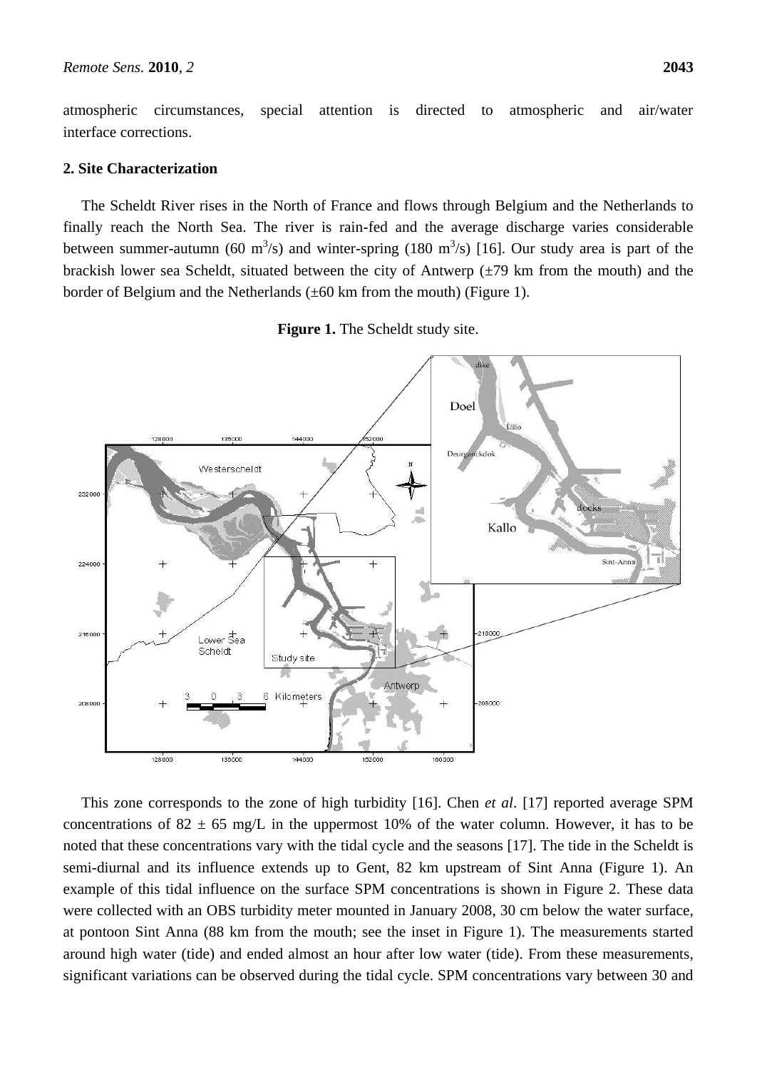atmospheric circumstances, special attention is directed to atmospheric and air/water interface corrections.

## 2. Site Characterization

The Scheldt River rises in the North of France and flows through Belgium and the Netherlands to finally reach the North Sea. The river is rain-fed and the average discharge varies considerable between summer-autumn (60 $m^3/s$) and winter-spring (180 $m^3/s$) [16]. Our study area is part of the brackish lower sea Scheldt, situated between the city of Antwerp (±79 km from the mouth) and the border of Belgium and the Netherlands (±60 km from the mouth) (Figure 1).

**Figure 1.** The Scheldt study site.

This zone corresponds to the zone of high turbidity [16]. Chen *et al*. [17] reported average SPM concentrations of 82 ± 65 mg/L in the uppermost 10% of the water column. However, it has to be noted that these concentrations vary with the tidal cycle and the seasons [17]. The tide in the Scheldt is semi-diurnal and its influence extends up to Gent, 82 km upstream of Sint Anna (Figure 1). An example of this tidal influence on the surface SPM concentrations is shown in Figure 2. These data were collected with an OBS turbidity meter mounted in January 2008, 30 cm below the water surface, at pontoon Sint Anna (88 km from the mouth; see the inset in Figure 1). The measurements started around high water (tide) and ended almost an hour after low water (tide). From these measurements, significant variations can be observed during the tidal cycle. SPM concentrations vary between 30 and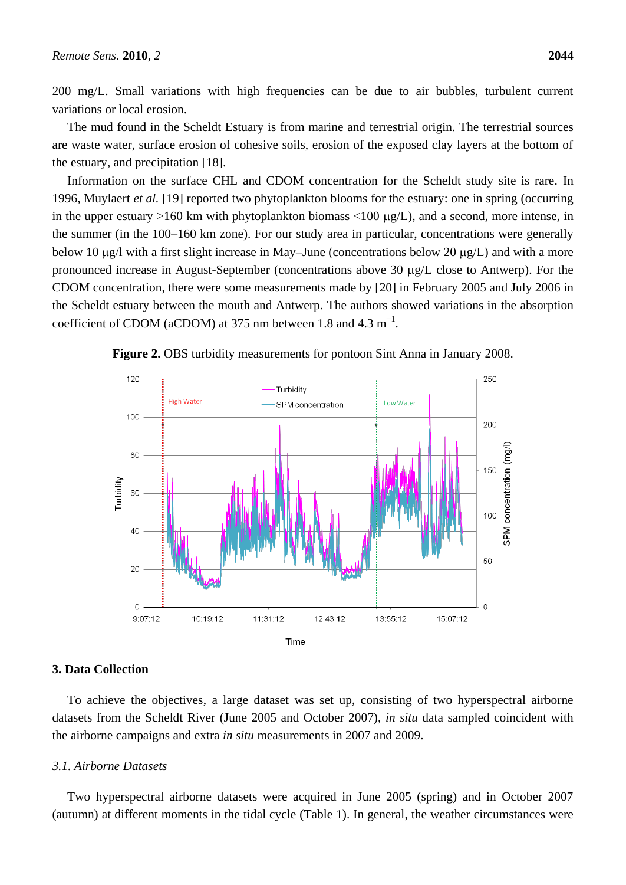200 mg/L. Small variations with high frequencies can be due to air bubbles, turbulent current variations or local erosion.

The mud found in the Scheldt Estuary is from marine and terrestrial origin. The terrestrial sources are waste water, surface erosion of cohesive soils, erosion of the exposed clay layers at the bottom of the estuary, and precipitation [18].

Information on the surface CHL and CDOM concentration for the Scheldt study site is rare. In 1996, Muylaert *et al.* [19] reported two phytoplankton blooms for the estuary: one in spring (occurring in the upper estuary >160 km with phytoplankton biomass <100 μg/L), and a second, more intense, in the summer (in the 100–160 km zone). For our study area in particular, concentrations were generally below 10 μg/l with a first slight increase in May–June (concentrations below 20 μg/L) and with a more pronounced increase in August-September (concentrations above 30 μg/L close to Antwerp). For the CDOM concentration, there were some measurements made by [20] in February 2005 and July 2006 in the Scheldt estuary between the mouth and Antwerp. The authors showed variations in the absorption coefficient of CDOM (aCDOM) at 375 nm between 1.8 and 4.3 $m^{-1}$.

**Figure 2.** OBS turbidity measurements for pontoon Sint Anna in January 2008.

## 3. Data Collection

To achieve the objectives, a large dataset was set up, consisting of two hyperspectral airborne datasets from the Scheldt River (June 2005 and October 2007), *in situ* data sampled coincident with the airborne campaigns and extra *in situ* measurements in 2007 and 2009.

### *3.1. Airborne Datasets*

Two hyperspectral airborne datasets were acquired in June 2005 (spring) and in October 2007 (autumn) at different moments in the tidal cycle (Table 1). In general, the weather circumstances were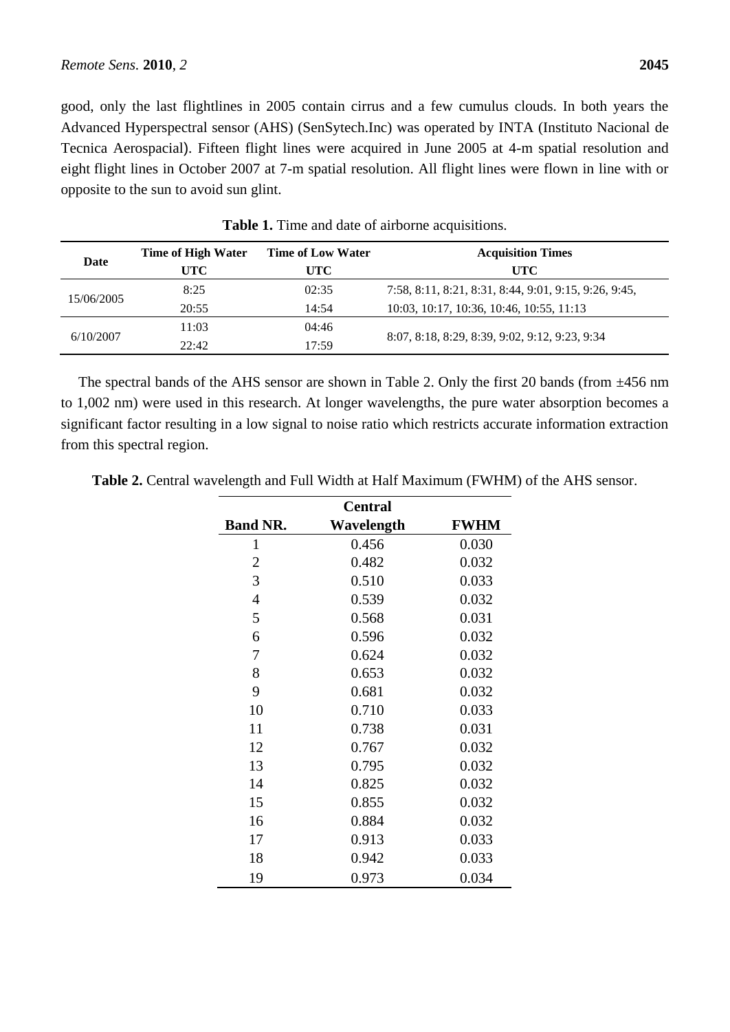good, only the last flightlines in 2005 contain cirrus and a few cumulus clouds. In both years the Advanced Hyperspectral sensor (AHS) (SenSytech.Inc) was operated by INTA (Instituto Nacional de Tecnica Aerospacial). Fifteen flight lines were acquired in June 2005 at 4-m spatial resolution and eight flight lines in October 2007 at 7-m spatial resolution. All flight lines were flown in line with or opposite to the sun to avoid sun glint.

**Table 1.** Time and date of airborne acquisitions.

| Date | Time of High Water UTC | Time of Low Water UTC | Acquisition Times UTC |
|---|---|---|---|
| 15/06/2005 | 8:25 | 02:35 | 7:58, 8:11, 8:21, 8:31, 8:44, 9:01, 9:15, 9:26, 9:45, |
| | 20:55 | 14:54 | 10:03, 10:17, 10:36, 10:46, 10:55, 11:13 |
| 6/10/2007 | 11:03 | 04:46 | 8:07, 8:18, 8:29, 8:39, 9:02, 9:12, 9:23, 9:34 |
| | 22:42 | 17:59 | |

The spectral bands of the AHS sensor are shown in Table 2. Only the first 20 bands (from ±456 nm to 1,002 nm) were used in this research. At longer wavelengths, the pure water absorption becomes a significant factor resulting in a low signal to noise ratio which restricts accurate information extraction from this spectral region.

**Table 2.** Central wavelength and Full Width at Half Maximum (FWHM) of the AHS sensor.

| Band NR. | Central Wavelength | FWHM |
|---|---|---|
| 1 | 0.456 | 0.030 |
| 2 | 0.482 | 0.032 |
| 3 | 0.510 | 0.033 |
| 4 | 0.539 | 0.032 |
| 5 | 0.568 | 0.031 |
| 6 | 0.596 | 0.032 |
| 7 | 0.624 | 0.032 |
| 8 | 0.653 | 0.032 |
| 9 | 0.681 | 0.032 |
| 10 | 0.710 | 0.033 |
| 11 | 0.738 | 0.031 |
| 12 | 0.767 | 0.032 |
| 13 | 0.795 | 0.032 |
| 14 | 0.825 | 0.032 |
| 15 | 0.855 | 0.032 |
| 16 | 0.884 | 0.032 |
| 17 | 0.913 | 0.033 |
| 18 | 0.942 | 0.033 |
| 19 | 0.973 | 0.034 |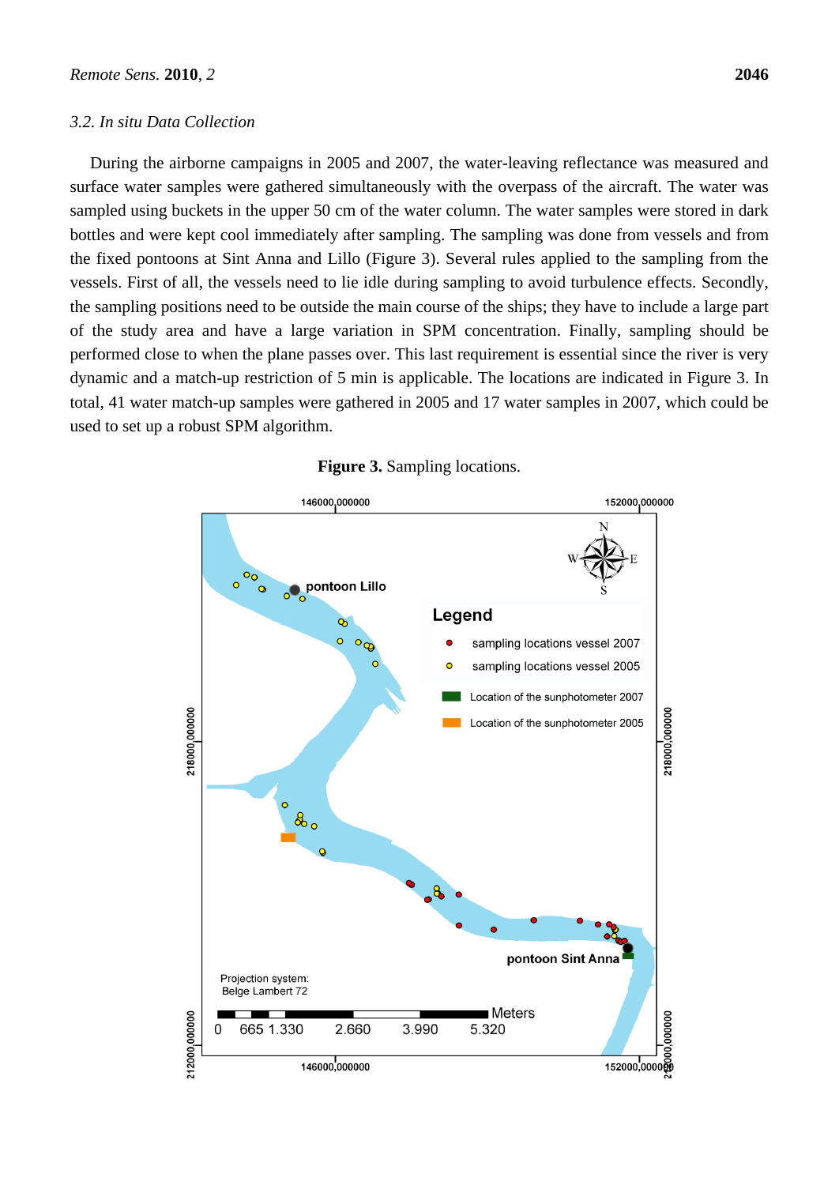### *3.2. In situ Data Collection*

During the airborne campaigns in 2005 and 2007, the water-leaving reflectance was measured and surface water samples were gathered simultaneously with the overpass of the aircraft. The water was sampled using buckets in the upper 50 cm of the water column. The water samples were stored in dark bottles and were kept cool immediately after sampling. The sampling was done from vessels and from the fixed pontoons at Sint Anna and Lillo (Figure 3). Several rules applied to the sampling from the vessels. First of all, the vessels need to lie idle during sampling to avoid turbulence effects. Secondly, the sampling positions need to be outside the main course of the ships; they have to include a large part of the study area and have a large variation in SPM concentration. Finally, sampling should be performed close to when the plane passes over. This last requirement is essential since the river is very dynamic and a match-up restriction of 5 min is applicable. The locations are indicated in Figure 3. In total, 41 water match-up samples were gathered in 2005 and 17 water samples in 2007, which could be used to set up a robust SPM algorithm.

**Figure 3.** Sampling locations.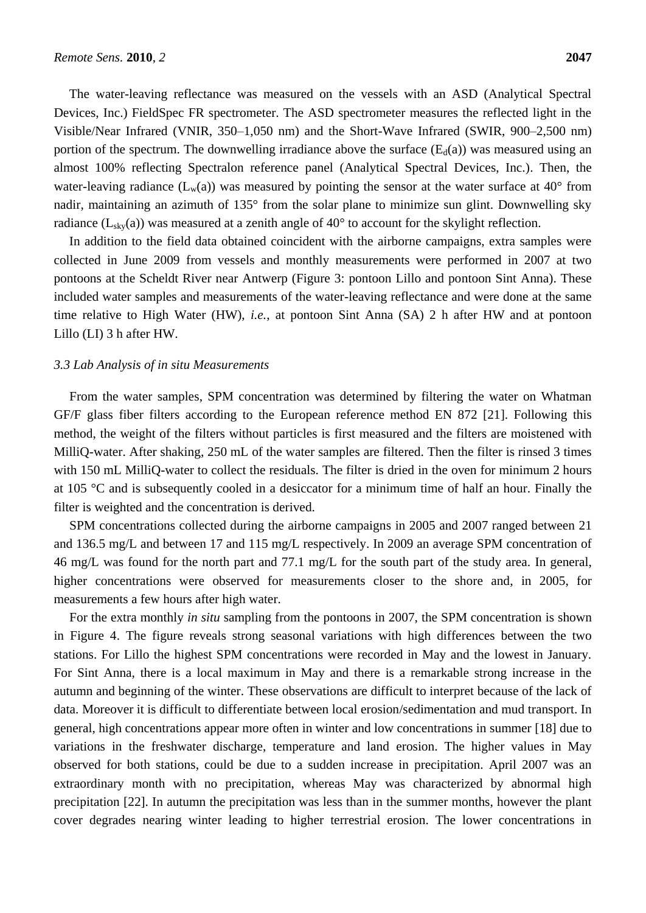The water-leaving reflectance was measured on the vessels with an ASD (Analytical Spectral Devices, Inc.) FieldSpec FR spectrometer. The ASD spectrometer measures the reflected light in the Visible/Near Infrared (VNIR, 350–1,050 nm) and the Short-Wave Infrared (SWIR, 900–2,500 nm) portion of the spectrum. The downwelling irradiance above the surface ($E_d(a)$) was measured using an almost 100% reflecting Spectralon reference panel (Analytical Spectral Devices, Inc.). Then, the water-leaving radiance ($L_w(a)$) was measured by pointing the sensor at the water surface at 40° from nadir, maintaining an azimuth of 135° from the solar plane to minimize sun glint. Downwelling sky radiance ($L_{sky}(a)$) was measured at a zenith angle of 40° to account for the skylight reflection.

In addition to the field data obtained coincident with the airborne campaigns, extra samples were collected in June 2009 from vessels and monthly measurements were performed in 2007 at two pontoons at the Scheldt River near Antwerp (Figure 3: pontoon Lillo and pontoon Sint Anna). These included water samples and measurements of the water-leaving reflectance and were done at the same time relative to High Water (HW), *i.e.*, at pontoon Sint Anna (SA) 2 h after HW and at pontoon Lillo (LI) 3 h after HW.

### *3.3 Lab Analysis of in situ Measurements*

From the water samples, SPM concentration was determined by filtering the water on Whatman GF/F glass fiber filters according to the European reference method EN 872 [21]. Following this method, the weight of the filters without particles is first measured and the filters are moistened with MilliQ-water. After shaking, 250 mL of the water samples are filtered. Then the filter is rinsed 3 times with 150 mL MilliQ-water to collect the residuals. The filter is dried in the oven for minimum 2 hours at 105 °C and is subsequently cooled in a desiccator for a minimum time of half an hour. Finally the filter is weighted and the concentration is derived.

SPM concentrations collected during the airborne campaigns in 2005 and 2007 ranged between 21 and 136.5 mg/L and between 17 and 115 mg/L respectively. In 2009 an average SPM concentration of 46 mg/L was found for the north part and 77.1 mg/L for the south part of the study area. In general, higher concentrations were observed for measurements closer to the shore and, in 2005, for measurements a few hours after high water.

For the extra monthly *in situ* sampling from the pontoons in 2007, the SPM concentration is shown in Figure 4. The figure reveals strong seasonal variations with high differences between the two stations. For Lillo the highest SPM concentrations were recorded in May and the lowest in January. For Sint Anna, there is a local maximum in May and there is a remarkable strong increase in the autumn and beginning of the winter. These observations are difficult to interpret because of the lack of data. Moreover it is difficult to differentiate between local erosion/sedimentation and mud transport. In general, high concentrations appear more often in winter and low concentrations in summer [18] due to variations in the freshwater discharge, temperature and land erosion. The higher values in May observed for both stations, could be due to a sudden increase in precipitation. April 2007 was an extraordinary month with no precipitation, whereas May was characterized by abnormal high precipitation [22]. In autumn the precipitation was less than in the summer months, however the plant cover degrades nearing winter leading to higher terrestrial erosion. The lower concentrations in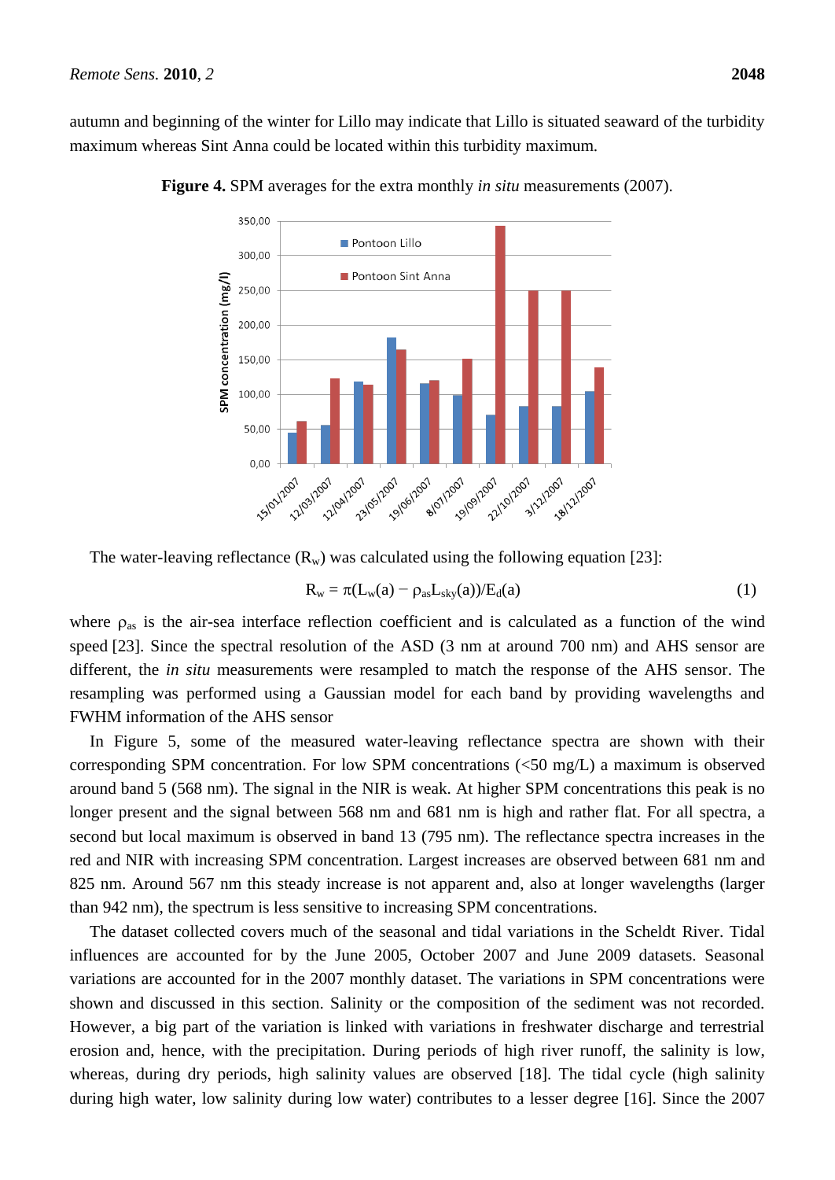autumn and beginning of the winter for Lillo may indicate that Lillo is situated seaward of the turbidity maximum whereas Sint Anna could be located within this turbidity maximum.

**Figure 4.** SPM averages for the extra monthly *in situ* measurements (2007).

The water-leaving reflectance ($R_w$) was calculated using the following equation [23]:

$$R_w = \pi(L_w(a) - \rho_{as}L_{sky}(a))/E_d(a) \tag{1}$$

where $\rho_{as}$ is the air-sea interface reflection coefficient and is calculated as a function of the wind speed [23]. Since the spectral resolution of the ASD (3 nm at around 700 nm) and AHS sensor are different, the *in situ* measurements were resampled to match the response of the AHS sensor. The resampling was performed using a Gaussian model for each band by providing wavelengths and FWHM information of the AHS sensor

In Figure 5, some of the measured water-leaving reflectance spectra are shown with their corresponding SPM concentration. For low SPM concentrations (<50 mg/L) a maximum is observed around band 5 (568 nm). The signal in the NIR is weak. At higher SPM concentrations this peak is no longer present and the signal between 568 nm and 681 nm is high and rather flat. For all spectra, a second but local maximum is observed in band 13 (795 nm). The reflectance spectra increases in the red and NIR with increasing SPM concentration. Largest increases are observed between 681 nm and 825 nm. Around 567 nm this steady increase is not apparent and, also at longer wavelengths (larger than 942 nm), the spectrum is less sensitive to increasing SPM concentrations.

The dataset collected covers much of the seasonal and tidal variations in the Scheldt River. Tidal influences are accounted for by the June 2005, October 2007 and June 2009 datasets. Seasonal variations are accounted for in the 2007 monthly dataset. The variations in SPM concentrations were shown and discussed in this section. Salinity or the composition of the sediment was not recorded. However, a big part of the variation is linked with variations in freshwater discharge and terrestrial erosion and, hence, with the precipitation. During periods of high river runoff, the salinity is low, whereas, during dry periods, high salinity values are observed [18]. The tidal cycle (high salinity during high water, low salinity during low water) contributes to a lesser degree [16]. Since the 2007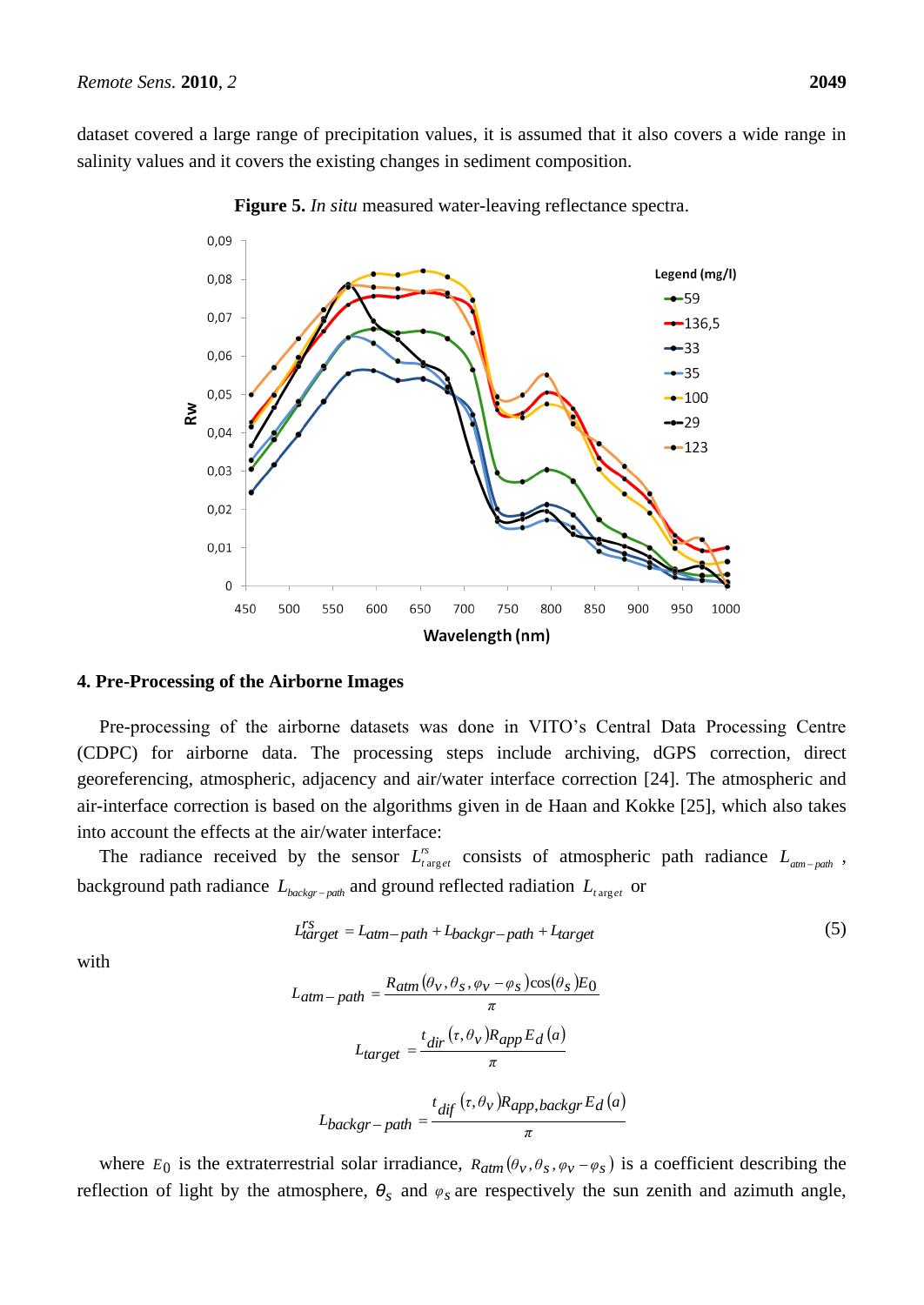dataset covered a large range of precipitation values, it is assumed that it also covers a wide range in salinity values and it covers the existing changes in sediment composition.

**Figure 5.** *In situ* measured water-leaving reflectance spectra.

## 4. Pre-Processing of the Airborne Images

Pre-processing of the airborne datasets was done in VITO's Central Data Processing Centre (CDPC) for airborne data. The processing steps include archiving, dGPS correction, direct georeferencing, atmospheric, adjacency and air/water interface correction [24]. The atmospheric and air-interface correction is based on the algorithms given in de Haan and Kokke [25], which also takes into account the effects at the air/water interface:

The radiance received by the sensor $L^{rs}_{target}$ consists of atmospheric path radiance $L_{atm-path}$, background path radiance $L_{backgr-path}$ and ground reflected radiation $L_{target}$ or

$$L^{rs}_{target} = L_{atm-path} + L_{backgr-path} + L_{target} \tag{5}$$

with

$$L_{atm-path} = \frac{R_{atm}(\theta_v, \theta_s, \varphi_v - \varphi_s)\cos(\theta_s)E_0}{\pi}$$

$$L_{target} = \frac{t_{dir}(\tau, \theta_v)R_{app}E_d(a)}{\pi}$$

$$L_{backgr-path} = \frac{t_{dif}(\tau, \theta_v)R_{app,backgr}E_d(a)}{\pi}$$

where $E_0$ is the extraterrestrial solar irradiance, $R_{atm}(\theta_v, \theta_s, \varphi_v - \varphi_s)$ is a coefficient describing the reflection of light by the atmosphere, $\theta_s$ and $\varphi_s$ are respectively the sun zenith and azimuth angle,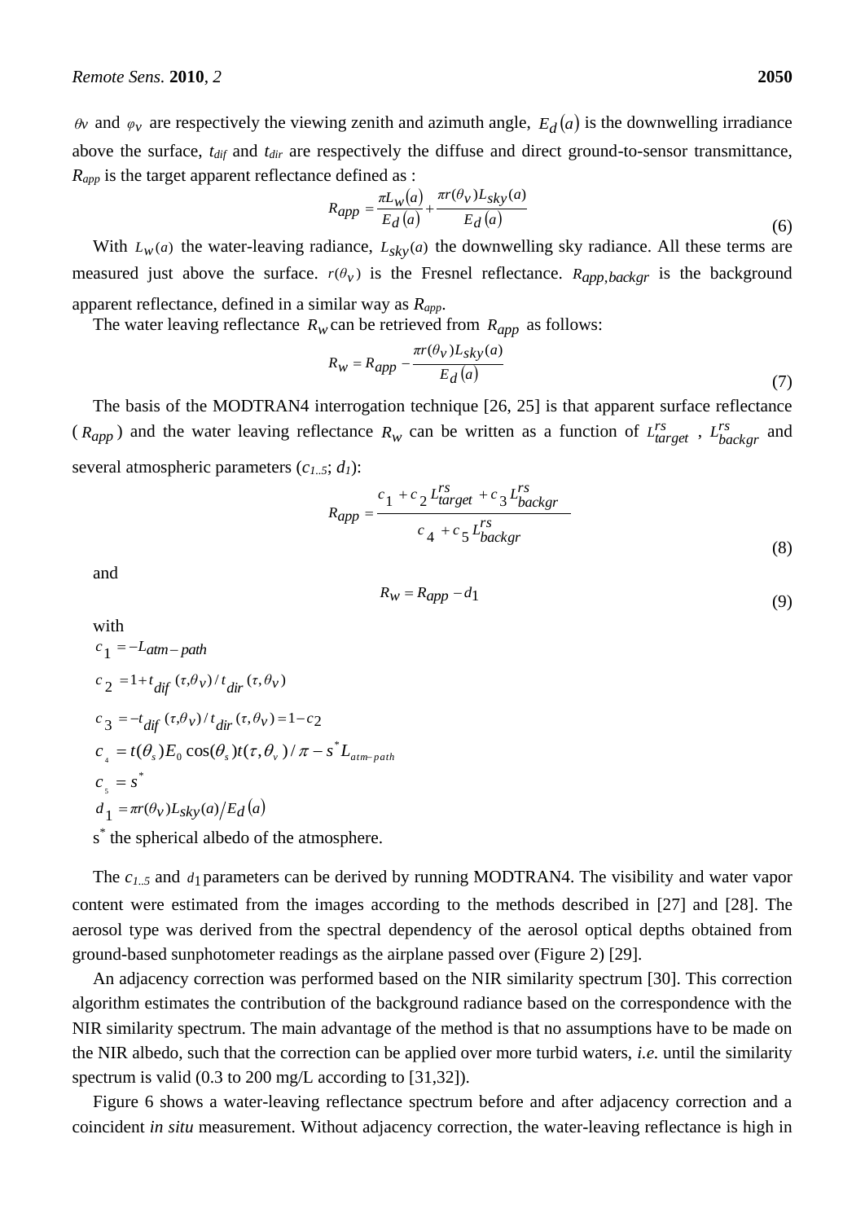$\theta_v$ and $\varphi_v$ are respectively the viewing zenith and azimuth angle, $E_d(a)$ is the downwelling irradiance above the surface, $t_{dif}$ and $t_{dir}$ are respectively the diffuse and direct ground-to-sensor transmittance, $R_{app}$ is the target apparent reflectance defined as :

$$R_{app} = \frac{\pi L_w(a)}{E_d(a)} + \frac{\pi r(\theta_v) L_{sky}(a)}{E_d(a)} \tag{6}$$

With $L_w(a)$ the water-leaving radiance, $L_{sky}(a)$ the downwelling sky radiance. All these terms are measured just above the surface. $r(\theta_v)$ is the Fresnel reflectance. $R_{app,backgr}$ is the background apparent reflectance, defined in a similar way as $R_{app}$.

The water leaving reflectance $R_w$ can be retrieved from $R_{app}$ as follows:

$$R_w = R_{app} - \frac{\pi r(\theta_v) L_{sky}(a)}{E_d(a)} \tag{7}$$

The basis of the MODTRAN4 interrogation technique [26, 25] is that apparent surface reflectance ($R_{app}$) and the water leaving reflectance $R_w$ can be written as a function of $L^{rs}_{target}$ , $L^{rs}_{backgr}$ and several atmospheric parameters ($c_{1..5}$; $d_1$):

$$R_{app} = \frac{c_1 + c_2 L^{rs}_{target} + c_3 L^{rs}_{backgr}}{c_4 + c_5 L^{rs}_{backgr}} \tag{8}$$

and

$$R_w = R_{app} - d_1 \tag{9}$$

with

$c_1 = -L_{atm-path}$

$c_2 = 1 + t_{dif}(\tau, \theta_v) / t_{dir}(\tau, \theta_v)$

$c_3 = -t_{dif}(\tau, \theta_v) / t_{dir}(\tau, \theta_v) = 1 - c_2$

$c_4 = t(\theta_s) E_0 \cos(\theta_s) t(\tau, \theta_v) / \pi - s^* L_{atm-path}$

$c_5 = s^*$

$d_1 = \pi r(\theta_v) L_{sky}(a) / E_d(a)$

$s^*$ the spherical albedo of the atmosphere.

The $c_{1..5}$ and $d_1$ parameters can be derived by running MODTRAN4. The visibility and water vapor content were estimated from the images according to the methods described in [27] and [28]. The aerosol type was derived from the spectral dependency of the aerosol optical depths obtained from ground-based sunphotometer readings as the airplane passed over (Figure 2) [29].

An adjacency correction was performed based on the NIR similarity spectrum [30]. This correction algorithm estimates the contribution of the background radiance based on the correspondence with the NIR similarity spectrum. The main advantage of the method is that no assumptions have to be made on the NIR albedo, such that the correction can be applied over more turbid waters, *i.e.* until the similarity spectrum is valid (0.3 to 200 mg/L according to [31,32]).

Figure 6 shows a water-leaving reflectance spectrum before and after adjacency correction and a coincident *in situ* measurement. Without adjacency correction, the water-leaving reflectance is high in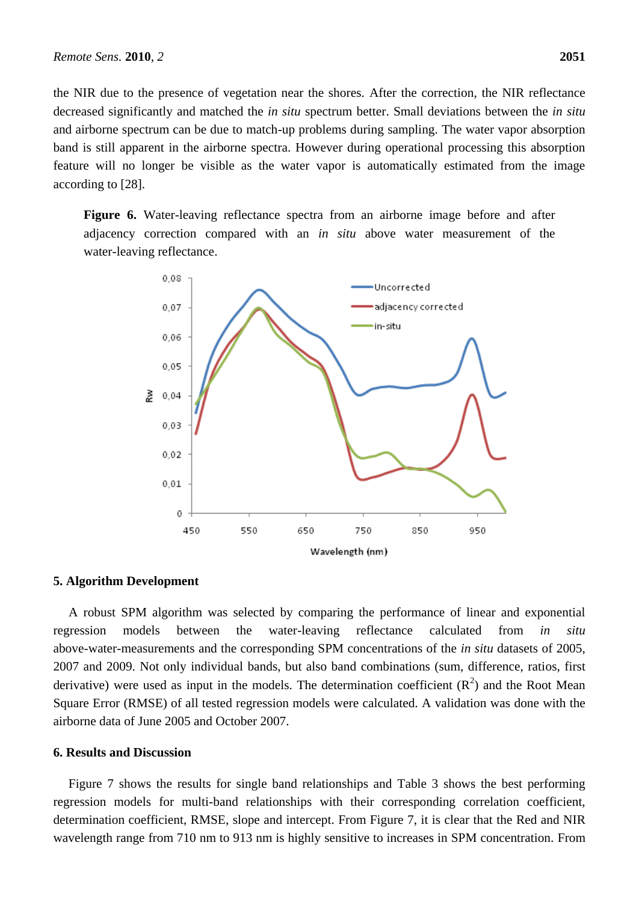the NIR due to the presence of vegetation near the shores. After the correction, the NIR reflectance decreased significantly and matched the *in situ* spectrum better. Small deviations between the *in situ* and airborne spectrum can be due to match-up problems during sampling. The water vapor absorption band is still apparent in the airborne spectra. However during operational processing this absorption feature will no longer be visible as the water vapor is automatically estimated from the image according to [28].

**Figure 6.** Water-leaving reflectance spectra from an airborne image before and after adjacency correction compared with an *in situ* above water measurement of the water-leaving reflectance.

## 5. Algorithm Development

A robust SPM algorithm was selected by comparing the performance of linear and exponential regression models between the water-leaving reflectance calculated from *in situ* above-water-measurements and the corresponding SPM concentrations of the *in situ* datasets of 2005, 2007 and 2009. Not only individual bands, but also band combinations (sum, difference, ratios, first derivative) were used as input in the models. The determination coefficient ($R^2$) and the Root Mean Square Error (RMSE) of all tested regression models were calculated. A validation was done with the airborne data of June 2005 and October 2007.

## 6. Results and Discussion

Figure 7 shows the results for single band relationships and Table 3 shows the best performing regression models for multi-band relationships with their corresponding correlation coefficient, determination coefficient, RMSE, slope and intercept. From Figure 7, it is clear that the Red and NIR wavelength range from 710 nm to 913 nm is highly sensitive to increases in SPM concentration. From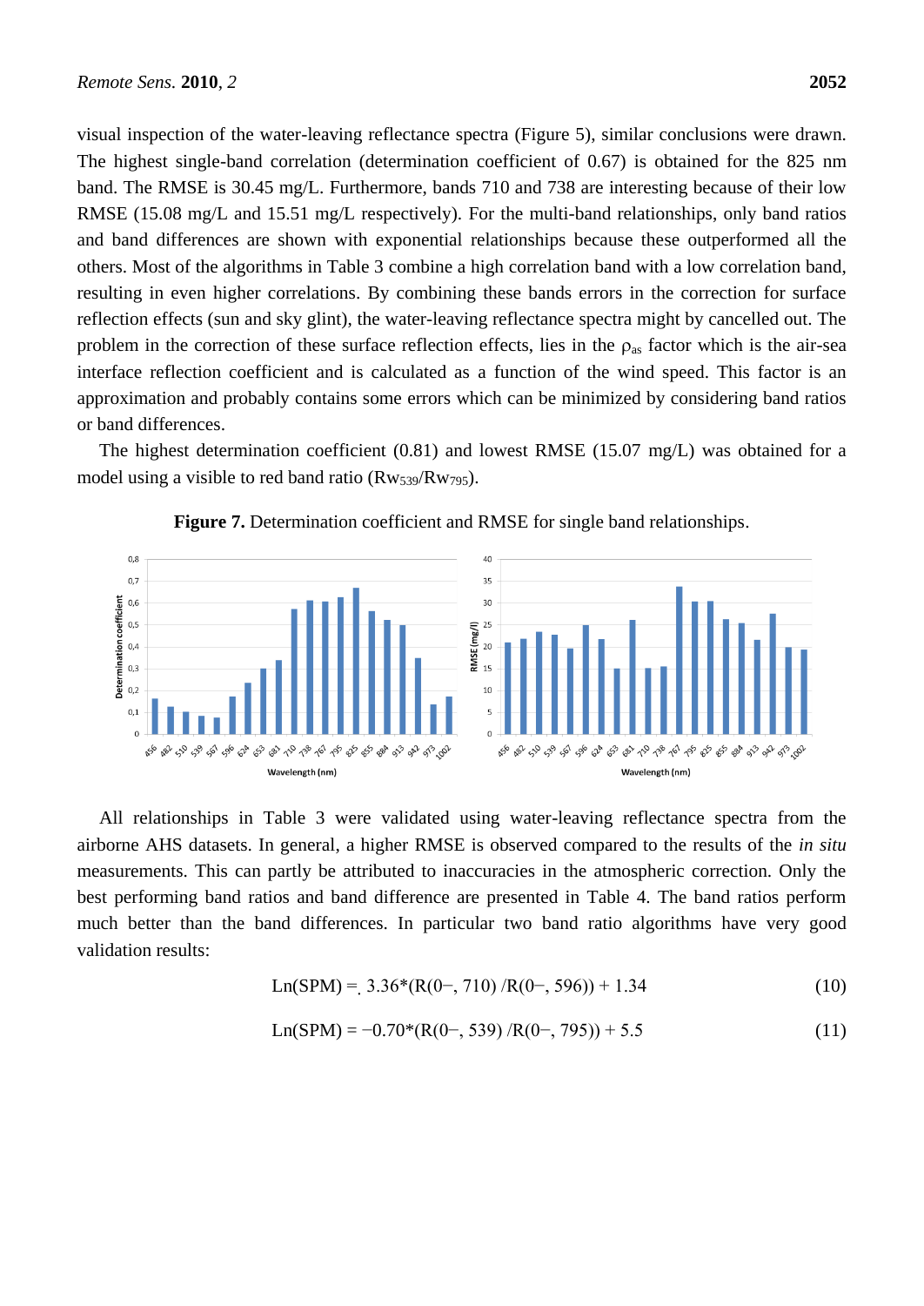visual inspection of the water-leaving reflectance spectra (Figure 5), similar conclusions were drawn. The highest single-band correlation (determination coefficient of 0.67) is obtained for the 825 nm band. The RMSE is 30.45 mg/L. Furthermore, bands 710 and 738 are interesting because of their low RMSE (15.08 mg/L and 15.51 mg/L respectively). For the multi-band relationships, only band ratios and band differences are shown with exponential relationships because these outperformed all the others. Most of the algorithms in Table 3 combine a high correlation band with a low correlation band, resulting in even higher correlations. By combining these bands errors in the correction for surface reflection effects (sun and sky glint), the water-leaving reflectance spectra might by cancelled out. The problem in the correction of these surface reflection effects, lies in the $\rho_{as}$ factor which is the air-sea interface reflection coefficient and is calculated as a function of the wind speed. This factor is an approximation and probably contains some errors which can be minimized by considering band ratios or band differences.

The highest determination coefficient (0.81) and lowest RMSE (15.07 mg/L) was obtained for a model using a visible to red band ratio ($Rw_{539}/Rw_{795}$).

**Figure 7.** Determination coefficient and RMSE for single band relationships.

All relationships in Table 3 were validated using water-leaving reflectance spectra from the airborne AHS datasets. In general, a higher RMSE is observed compared to the results of the *in situ* measurements. This can partly be attributed to inaccuracies in the atmospheric correction. Only the best performing band ratios and band difference are presented in Table 4. The band ratios perform much better than the band differences. In particular two band ratio algorithms have very good validation results:

$$\text{Ln(SPM)} = 3.36*(R(0-, 710) / R(0-, 596)) + 1.34 \tag{10}$$

$$\text{Ln(SPM)} = -0.70*(R(0-, 539) / R(0-, 795)) + 5.5 \tag{11}$$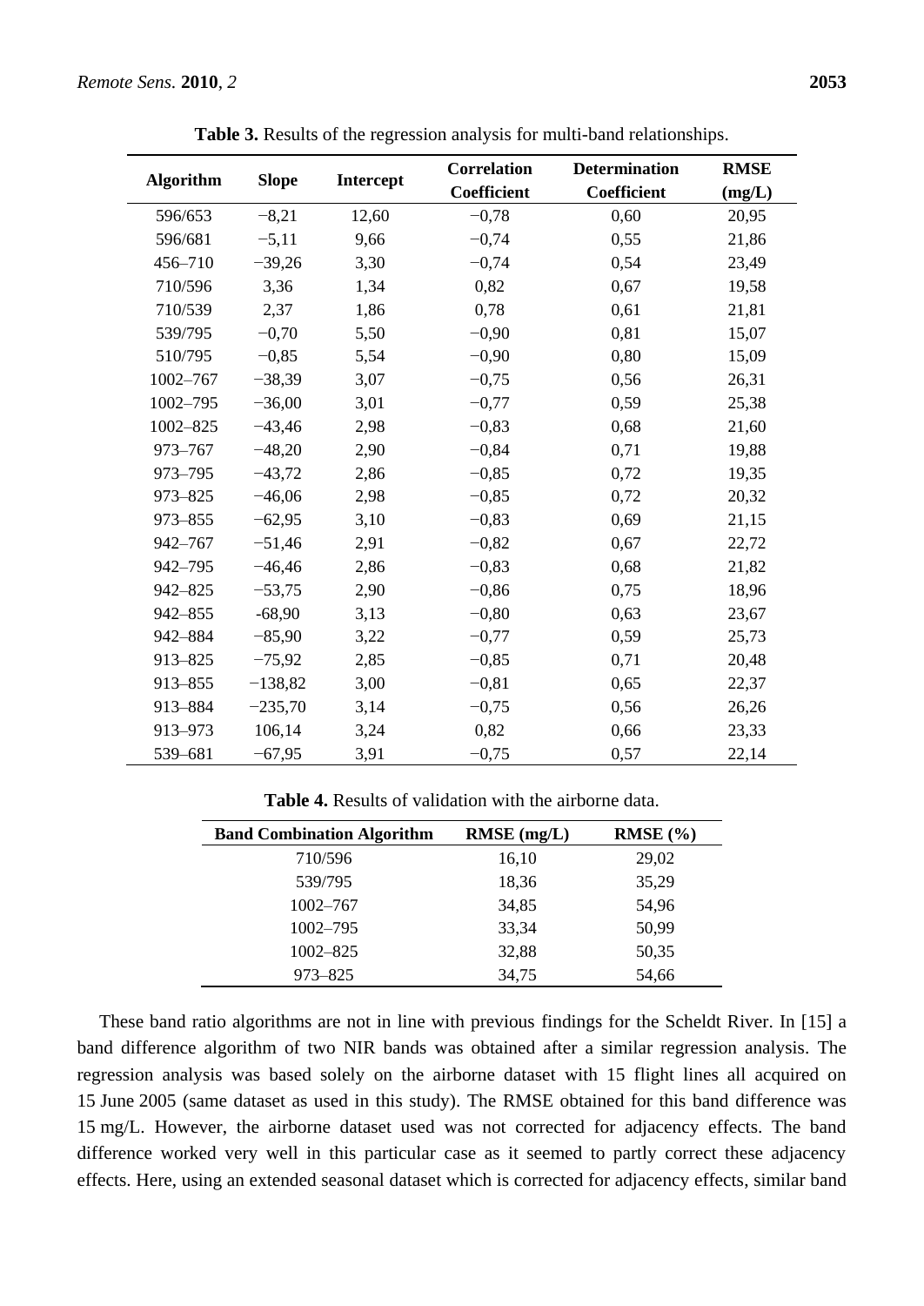**Table 3.** Results of the regression analysis for multi-band relationships.

| Algorithm | Slope | Intercept | Correlation Coefficient | Determination Coefficient | RMSE (mg/L) |
|---|---|---|---|---|---|
| 596/653 | −8,21 | 12,60 | −0,78 | 0,60 | 20,95 |
| 596/681 | −5,11 | 9,66 | −0,74 | 0,55 | 21,86 |
| 456–710 | −39,26 | 3,30 | −0,74 | 0,54 | 23,49 |
| 710/596 | 3,36 | 1,34 | 0,82 | 0,67 | 19,58 |
| 710/539 | 2,37 | 1,86 | 0,78 | 0,61 | 21,81 |
| 539/795 | −0,70 | 5,50 | −0,90 | 0,81 | 15,07 |
| 510/795 | −0,85 | 5,54 | −0,90 | 0,80 | 15,09 |
| 1002–767 | −38,39 | 3,07 | −0,75 | 0,56 | 26,31 |
| 1002–795 | −36,00 | 3,01 | −0,77 | 0,59 | 25,38 |
| 1002–825 | −43,46 | 2,98 | −0,83 | 0,68 | 21,60 |
| 973–767 | −48,20 | 2,90 | −0,84 | 0,71 | 19,88 |
| 973–795 | −43,72 | 2,86 | −0,85 | 0,72 | 19,35 |
| 973–825 | −46,06 | 2,98 | −0,85 | 0,72 | 20,32 |
| 973–855 | −62,95 | 3,10 | −0,83 | 0,69 | 21,15 |
| 942–767 | −51,46 | 2,91 | −0,82 | 0,67 | 22,72 |
| 942–795 | −46,46 | 2,86 | −0,83 | 0,68 | 21,82 |
| 942–825 | −53,75 | 2,90 | −0,86 | 0,75 | 18,96 |
| 942–855 | -68,90 | 3,13 | −0,80 | 0,63 | 23,67 |
| 942–884 | −85,90 | 3,22 | −0,77 | 0,59 | 25,73 |
| 913–825 | −75,92 | 2,85 | −0,85 | 0,71 | 20,48 |
| 913–855 | −138,82 | 3,00 | −0,81 | 0,65 | 22,37 |
| 913–884 | −235,70 | 3,14 | −0,75 | 0,56 | 26,26 |
| 913–973 | 106,14 | 3,24 | 0,82 | 0,66 | 23,33 |
| 539–681 | −67,95 | 3,91 | −0,75 | 0,57 | 22,14 |

**Table 4.** Results of validation with the airborne data.

| Band Combination Algorithm | RMSE (mg/L) | RMSE (%) |
|---|---|---|
| 710/596 | 16,10 | 29,02 |
| 539/795 | 18,36 | 35,29 |
| 1002–767 | 34,85 | 54,96 |
| 1002–795 | 33,34 | 50,99 |
| 1002–825 | 32,88 | 50,35 |
| 973–825 | 34,75 | 54,66 |

These band ratio algorithms are not in line with previous findings for the Scheldt River. In [15] a band difference algorithm of two NIR bands was obtained after a similar regression analysis. The regression analysis was based solely on the airborne dataset with 15 flight lines all acquired on 15 June 2005 (same dataset as used in this study). The RMSE obtained for this band difference was 15 mg/L. However, the airborne dataset used was not corrected for adjacency effects. The band difference worked very well in this particular case as it seemed to partly correct these adjacency effects. Here, using an extended seasonal dataset which is corrected for adjacency effects, similar band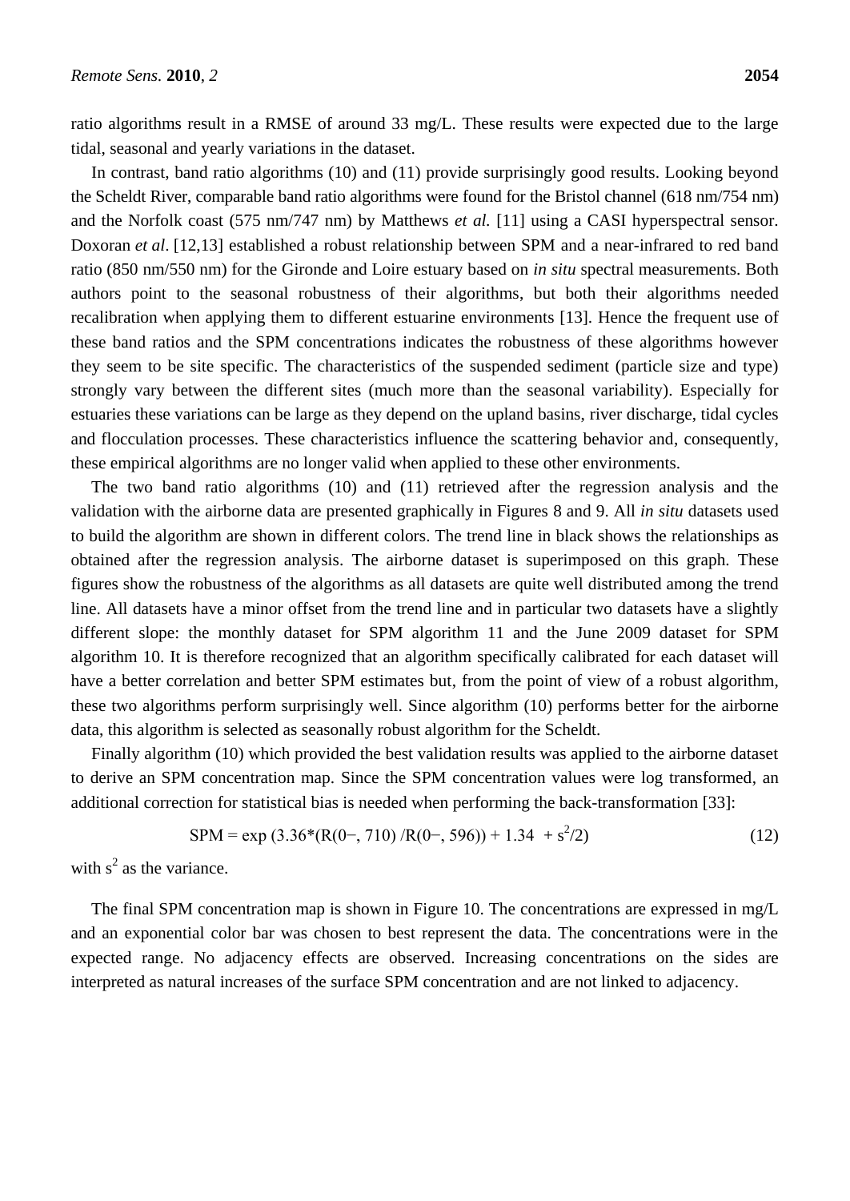ratio algorithms result in a RMSE of around 33 mg/L. These results were expected due to the large tidal, seasonal and yearly variations in the dataset.

In contrast, band ratio algorithms (10) and (11) provide surprisingly good results. Looking beyond the Scheldt River, comparable band ratio algorithms were found for the Bristol channel (618 nm/754 nm) and the Norfolk coast (575 nm/747 nm) by Matthews *et al.* [11] using a CASI hyperspectral sensor. Doxoran *et al*. [12,13] established a robust relationship between SPM and a near-infrared to red band ratio (850 nm/550 nm) for the Gironde and Loire estuary based on *in situ* spectral measurements. Both authors point to the seasonal robustness of their algorithms, but both their algorithms needed recalibration when applying them to different estuarine environments [13]. Hence the frequent use of these band ratios and the SPM concentrations indicates the robustness of these algorithms however they seem to be site specific. The characteristics of the suspended sediment (particle size and type) strongly vary between the different sites (much more than the seasonal variability). Especially for estuaries these variations can be large as they depend on the upland basins, river discharge, tidal cycles and flocculation processes. These characteristics influence the scattering behavior and, consequently, these empirical algorithms are no longer valid when applied to these other environments.

The two band ratio algorithms (10) and (11) retrieved after the regression analysis and the validation with the airborne data are presented graphically in Figures 8 and 9. All *in situ* datasets used to build the algorithm are shown in different colors. The trend line in black shows the relationships as obtained after the regression analysis. The airborne dataset is superimposed on this graph. These figures show the robustness of the algorithms as all datasets are quite well distributed among the trend line. All datasets have a minor offset from the trend line and in particular two datasets have a slightly different slope: the monthly dataset for SPM algorithm 11 and the June 2009 dataset for SPM algorithm 10. It is therefore recognized that an algorithm specifically calibrated for each dataset will have a better correlation and better SPM estimates but, from the point of view of a robust algorithm, these two algorithms perform surprisingly well. Since algorithm (10) performs better for the airborne data, this algorithm is selected as seasonally robust algorithm for the Scheldt.

Finally algorithm (10) which provided the best validation results was applied to the airborne dataset to derive an SPM concentration map. Since the SPM concentration values were log transformed, an additional correction for statistical bias is needed when performing the back-transformation [33]:

$$\text{SPM} = \exp\left(3.36 \cdot \left(R(0-, 710) / R(0-, 596)\right) + 1.34 + s^2/2\right) \quad (12)$$

with $s^2$ as the variance.

The final SPM concentration map is shown in Figure 10. The concentrations are expressed in mg/L and an exponential color bar was chosen to best represent the data. The concentrations were in the expected range. No adjacency effects are observed. Increasing concentrations on the sides are interpreted as natural increases of the surface SPM concentration and are not linked to adjacency.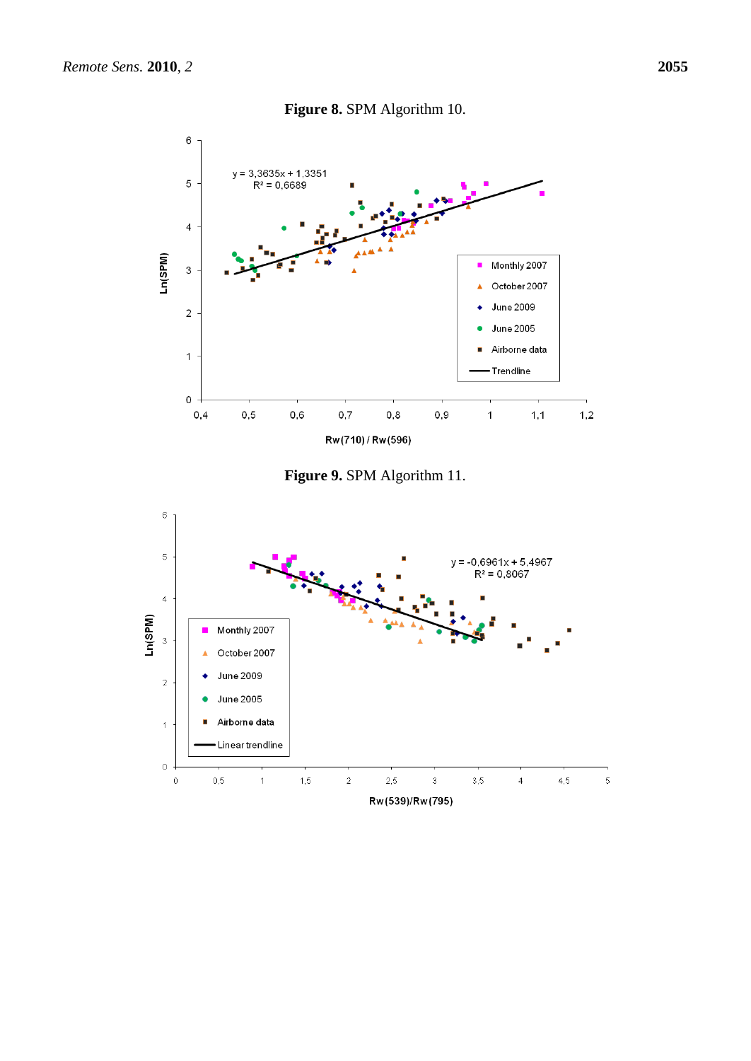**Figure 8.** SPM Algorithm 10.

**Figure 9.** SPM Algorithm 11.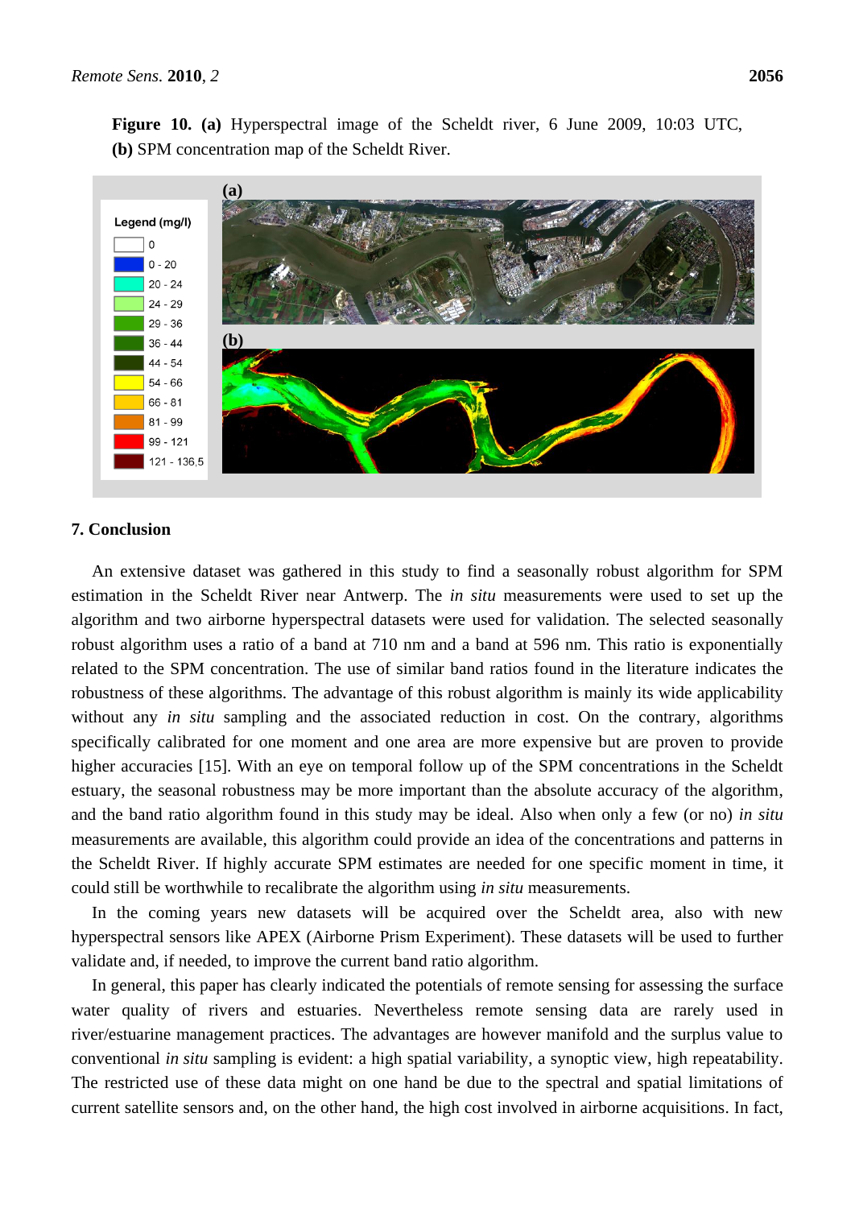**Figure 10. (a)** Hyperspectral image of the Scheldt river, 6 June 2009, 10:03 UTC, **(b)** SPM concentration map of the Scheldt River.

## 7. Conclusion

An extensive dataset was gathered in this study to find a seasonally robust algorithm for SPM estimation in the Scheldt River near Antwerp. The *in situ* measurements were used to set up the algorithm and two airborne hyperspectral datasets were used for validation. The selected seasonally robust algorithm uses a ratio of a band at 710 nm and a band at 596 nm. This ratio is exponentially related to the SPM concentration. The use of similar band ratios found in the literature indicates the robustness of these algorithms. The advantage of this robust algorithm is mainly its wide applicability without any *in situ* sampling and the associated reduction in cost. On the contrary, algorithms specifically calibrated for one moment and one area are more expensive but are proven to provide higher accuracies [15]. With an eye on temporal follow up of the SPM concentrations in the Scheldt estuary, the seasonal robustness may be more important than the absolute accuracy of the algorithm, and the band ratio algorithm found in this study may be ideal. Also when only a few (or no) *in situ* measurements are available, this algorithm could provide an idea of the concentrations and patterns in the Scheldt River. If highly accurate SPM estimates are needed for one specific moment in time, it could still be worthwhile to recalibrate the algorithm using *in situ* measurements.

In the coming years new datasets will be acquired over the Scheldt area, also with new hyperspectral sensors like APEX (Airborne Prism Experiment). These datasets will be used to further validate and, if needed, to improve the current band ratio algorithm.

In general, this paper has clearly indicated the potentials of remote sensing for assessing the surface water quality of rivers and estuaries. Nevertheless remote sensing data are rarely used in river/estuarine management practices. The advantages are however manifold and the surplus value to conventional *in situ* sampling is evident: a high spatial variability, a synoptic view, high repeatability. The restricted use of these data might on one hand be due to the spectral and spatial limitations of current satellite sensors and, on the other hand, the high cost involved in airborne acquisitions. In fact,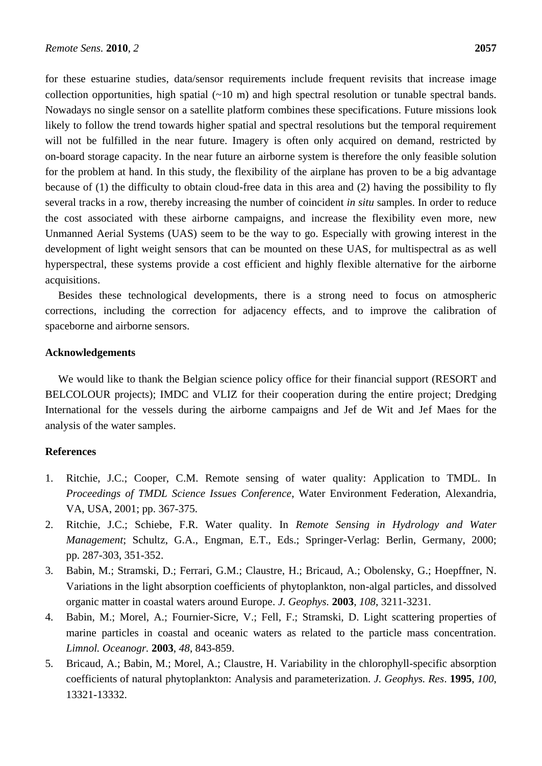for these estuarine studies, data/sensor requirements include frequent revisits that increase image collection opportunities, high spatial (~10 m) and high spectral resolution or tunable spectral bands. Nowadays no single sensor on a satellite platform combines these specifications. Future missions look likely to follow the trend towards higher spatial and spectral resolutions but the temporal requirement will not be fulfilled in the near future. Imagery is often only acquired on demand, restricted by on-board storage capacity. In the near future an airborne system is therefore the only feasible solution for the problem at hand. In this study, the flexibility of the airplane has proven to be a big advantage because of (1) the difficulty to obtain cloud-free data in this area and (2) having the possibility to fly several tracks in a row, thereby increasing the number of coincident *in situ* samples. In order to reduce the cost associated with these airborne campaigns, and increase the flexibility even more, new Unmanned Aerial Systems (UAS) seem to be the way to go. Especially with growing interest in the development of light weight sensors that can be mounted on these UAS, for multispectral as as well hyperspectral, these systems provide a cost efficient and highly flexible alternative for the airborne acquisitions.

Besides these technological developments, there is a strong need to focus on atmospheric corrections, including the correction for adjacency effects, and to improve the calibration of spaceborne and airborne sensors.

## Acknowledgements

We would like to thank the Belgian science policy office for their financial support (RESORT and BELCOLOUR projects); IMDC and VLIZ for their cooperation during the entire project; Dredging International for the vessels during the airborne campaigns and Jef de Wit and Jef Maes for the analysis of the water samples.

## References

1. Ritchie, J.C.; Cooper, C.M. Remote sensing of water quality: Application to TMDL. In *Proceedings of TMDL Science Issues Conference*, Water Environment Federation, Alexandria, VA, USA, 2001; pp. 367-375.
2. Ritchie, J.C.; Schiebe, F.R. Water quality. In *Remote Sensing in Hydrology and Water Management*; Schultz, G.A., Engman, E.T., Eds.; Springer-Verlag: Berlin, Germany, 2000; pp. 287-303, 351-352.
3. Babin, M.; Stramski, D.; Ferrari, G.M.; Claustre, H.; Bricaud, A.; Obolensky, G.; Hoepffner, N. Variations in the light absorption coefficients of phytoplankton, non-algal particles, and dissolved organic matter in coastal waters around Europe. *J. Geophys.* **2003**, *108*, 3211-3231.
4. Babin, M.; Morel, A.; Fournier-Sicre, V.; Fell, F.; Stramski, D. Light scattering properties of marine particles in coastal and oceanic waters as related to the particle mass concentration. *Limnol. Oceanogr.* **2003**, *48*, 843-859.
5. Bricaud, A.; Babin, M.; Morel, A.; Claustre, H. Variability in the chlorophyll-specific absorption coefficients of natural phytoplankton: Analysis and parameterization. *J. Geophys. Res*. **1995**, *100*, 13321-13332.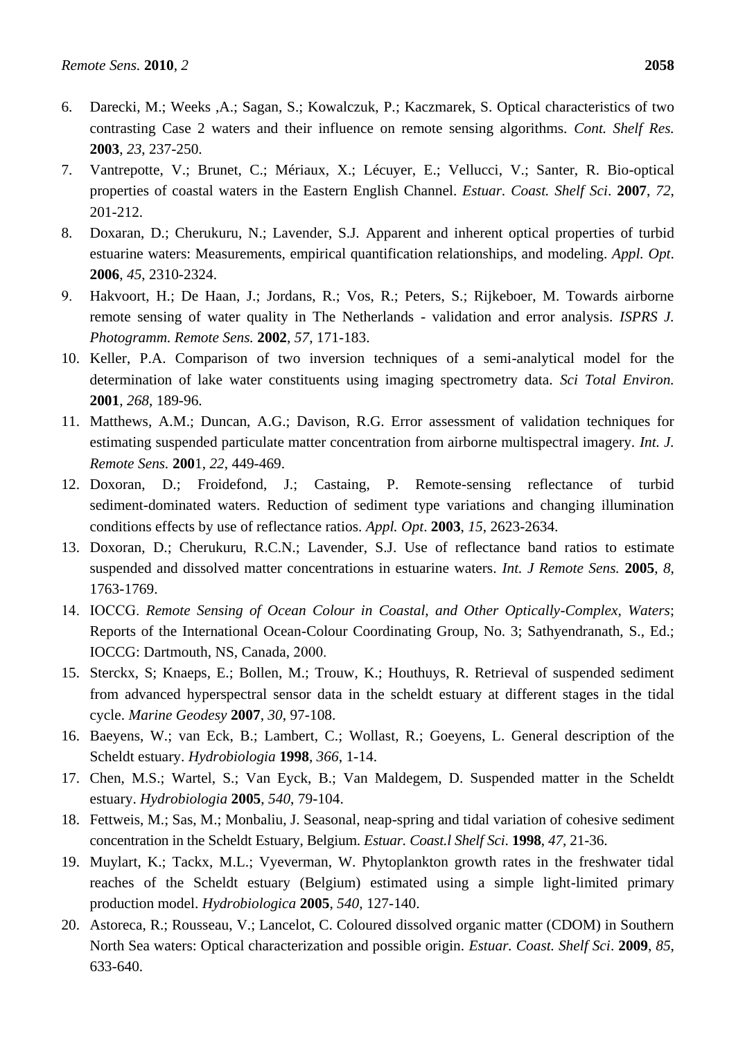6. Darecki, M.; Weeks ,A.; Sagan, S.; Kowalczuk, P.; Kaczmarek, S. Optical characteristics of two contrasting Case 2 waters and their influence on remote sensing algorithms. *Cont. Shelf Res.* **2003**, *23*, 237-250.
7. Vantrepotte, V.; Brunet, C.; Mériaux, X.; Lécuyer, E.; Vellucci, V.; Santer, R. Bio-optical properties of coastal waters in the Eastern English Channel. *Estuar. Coast. Shelf Sci*. **2007**, *72*, 201-212.
8. Doxaran, D.; Cherukuru, N.; Lavender, S.J. Apparent and inherent optical properties of turbid estuarine waters: Measurements, empirical quantification relationships, and modeling. *Appl. Opt*. **2006**, *45*, 2310-2324.
9. Hakvoort, H.; De Haan, J.; Jordans, R.; Vos, R.; Peters, S.; Rijkeboer, M. Towards airborne remote sensing of water quality in The Netherlands - validation and error analysis. *ISPRS J. Photogramm. Remote Sens.* **2002**, *57*, 171-183.
10. Keller, P.A. Comparison of two inversion techniques of a semi-analytical model for the determination of lake water constituents using imaging spectrometry data. *Sci Total Environ.* **2001**, *268*, 189-96.
11. Matthews, A.M.; Duncan, A.G.; Davison, R.G. Error assessment of validation techniques for estimating suspended particulate matter concentration from airborne multispectral imagery. *Int. J. Remote Sens.* **200**1, *22*, 449-469.
12. Doxoran, D.; Froidefond, J.; Castaing, P. Remote-sensing reflectance of turbid sediment-dominated waters. Reduction of sediment type variations and changing illumination conditions effects by use of reflectance ratios. *Appl. Opt*. **2003**, *15*, 2623-2634.
13. Doxoran, D.; Cherukuru, R.C.N.; Lavender, S.J. Use of reflectance band ratios to estimate suspended and dissolved matter concentrations in estuarine waters. *Int. J Remote Sens.* **2005**, *8*, 1763-1769.
14. IOCCG. *Remote Sensing of Ocean Colour in Coastal, and Other Optically-Complex, Waters*; Reports of the International Ocean-Colour Coordinating Group, No. 3; Sathyendranath, S., Ed.; IOCCG: Dartmouth, NS, Canada, 2000.
15. Sterckx, S; Knaeps, E.; Bollen, M.; Trouw, K.; Houthuys, R. Retrieval of suspended sediment from advanced hyperspectral sensor data in the scheldt estuary at different stages in the tidal cycle. *Marine Geodesy* **2007**, *30*, 97-108.
16. Baeyens, W.; van Eck, B.; Lambert, C.; Wollast, R.; Goeyens, L. General description of the Scheldt estuary. *Hydrobiologia* **1998**, *366*, 1-14.
17. Chen, M.S.; Wartel, S.; Van Eyck, B.; Van Maldegem, D. Suspended matter in the Scheldt estuary. *Hydrobiologia* **2005**, *540*, 79-104.
18. Fettweis, M.; Sas, M.; Monbaliu, J. Seasonal, neap-spring and tidal variation of cohesive sediment concentration in the Scheldt Estuary, Belgium. *Estuar. Coast.l Shelf Sci.* **1998**, *47*, 21-36.
19. Muylart, K.; Tackx, M.L.; Vyeverman, W. Phytoplankton growth rates in the freshwater tidal reaches of the Scheldt estuary (Belgium) estimated using a simple light-limited primary production model. *Hydrobiologica* **2005**, *540*, 127-140.
20. Astoreca, R.; Rousseau, V.; Lancelot, C. Coloured dissolved organic matter (CDOM) in Southern North Sea waters: Optical characterization and possible origin. *Estuar. Coast. Shelf Sci*. **2009**, *85*, 633-640.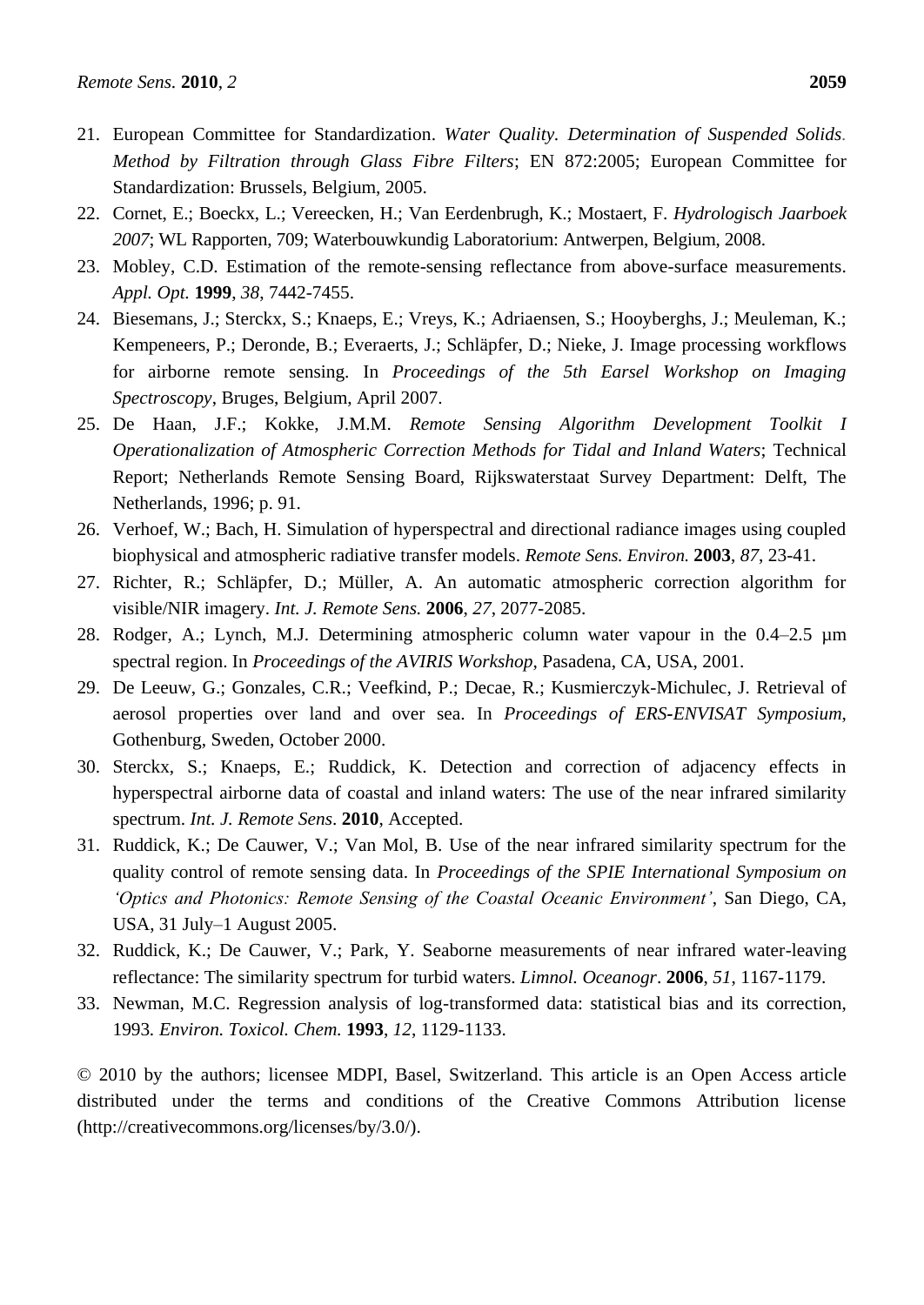21. European Committee for Standardization. *Water Quality. Determination of Suspended Solids. Method by Filtration through Glass Fibre Filters*; EN 872:2005; European Committee for Standardization: Brussels, Belgium, 2005.
22. Cornet, E.; Boeckx, L.; Vereecken, H.; Van Eerdenbrugh, K.; Mostaert, F. *Hydrologisch Jaarboek 2007*; WL Rapporten, 709; Waterbouwkundig Laboratorium: Antwerpen, Belgium, 2008.
23. Mobley, C.D. Estimation of the remote-sensing reflectance from above-surface measurements. *Appl. Opt.* **1999**, *38*, 7442-7455.
24. Biesemans, J.; Sterckx, S.; Knaeps, E.; Vreys, K.; Adriaensen, S.; Hooyberghs, J.; Meuleman, K.; Kempeneers, P.; Deronde, B.; Everaerts, J.; Schläpfer, D.; Nieke, J. Image processing workflows for airborne remote sensing. In *Proceedings of the 5th Earsel Workshop on Imaging Spectroscopy*, Bruges, Belgium, April 2007.
25. De Haan, J.F.; Kokke, J.M.M. *Remote Sensing Algorithm Development Toolkit I Operationalization of Atmospheric Correction Methods for Tidal and Inland Waters*; Technical Report; Netherlands Remote Sensing Board, Rijkswaterstaat Survey Department: Delft, The Netherlands, 1996; p. 91.
26. Verhoef, W.; Bach, H. Simulation of hyperspectral and directional radiance images using coupled biophysical and atmospheric radiative transfer models. *Remote Sens. Environ.* **2003**, *87*, 23-41.
27. Richter, R.; Schläpfer, D.; Müller, A. An automatic atmospheric correction algorithm for visible/NIR imagery. *Int. J. Remote Sens.* **2006**, *27*, 2077-2085.
28. Rodger, A.; Lynch, M.J. Determining atmospheric column water vapour in the 0.4–2.5 µm spectral region. In *Proceedings of the AVIRIS Workshop*, Pasadena, CA, USA, 2001.
29. De Leeuw, G.; Gonzales, C.R.; Veefkind, P.; Decae, R.; Kusmierczyk-Michulec, J. Retrieval of aerosol properties over land and over sea. In *Proceedings of ERS-ENVISAT Symposium*, Gothenburg, Sweden, October 2000.
30. Sterckx, S.; Knaeps, E.; Ruddick, K. Detection and correction of adjacency effects in hyperspectral airborne data of coastal and inland waters: The use of the near infrared similarity spectrum. *Int. J. Remote Sens*. **2010**, Accepted.
31. Ruddick, K.; De Cauwer, V.; Van Mol, B. Use of the near infrared similarity spectrum for the quality control of remote sensing data. In *Proceedings of the SPIE International Symposium on 'Optics and Photonics: Remote Sensing of the Coastal Oceanic Environment'*, San Diego, CA, USA, 31 July–1 August 2005.
32. Ruddick, K.; De Cauwer, V.; Park, Y. Seaborne measurements of near infrared water-leaving reflectance: The similarity spectrum for turbid waters. *Limnol. Oceanogr*. **2006**, *51*, 1167-1179.
33. Newman, M.C. Regression analysis of log-transformed data: statistical bias and its correction, 1993*. Environ. Toxicol. Chem.* **1993**, *12*, 1129-1133.

© 2010 by the authors; licensee MDPI, Basel, Switzerland. This article is an Open Access article distributed under the terms and conditions of the Creative Commons Attribution license (http://creativecommons.org/licenses/by/3.0/).